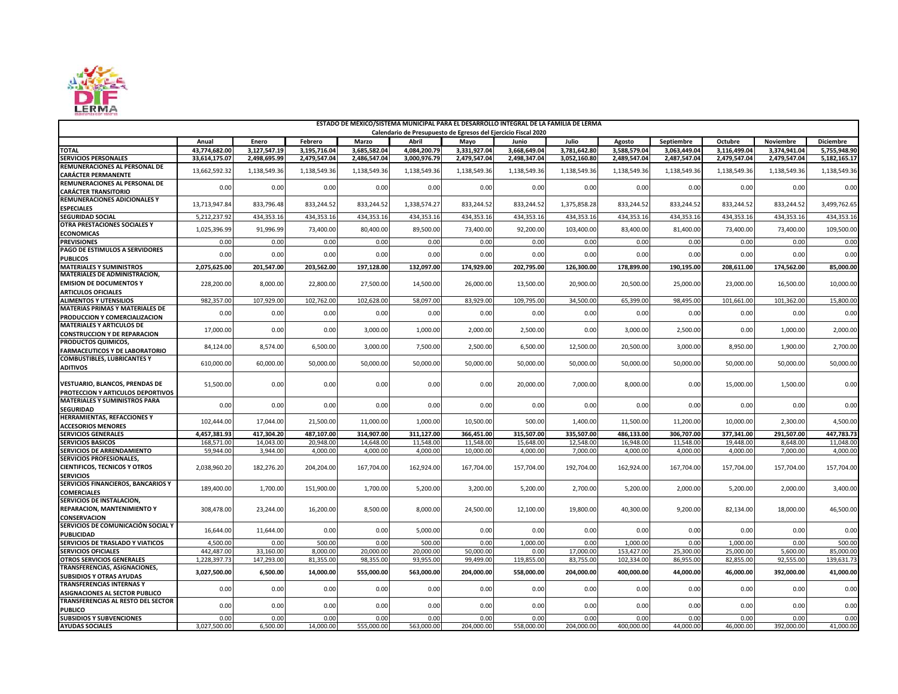| ESTADO DE MÉXICO/SISTEMA MUNICIPAL PARA EL DESARROLLO INTEGRAL DE LA FAMILIA DE LERMA | | | | | | | | | | | | | |
|---|---|---|---|---|---|---|---|---|---|---|---|---|---|
| Calendario de Presupuesto de Egresos del Ejercicio Fiscal 2020 | | | | | | | | | | | | | |
| | Anual | Enero | Febrero | Marzo | Abril | Mayo | Junio | Julio | Agosto | Septiembre | Octubre | Noviembre | Diciembre |
| **TOTAL** | **43,774,682.00** | **3,127,547.19** | **3,195,716.04** | **3,685,582.04** | **4,084,200.79** | **3,331,927.04** | **3,668,649.04** | **3,781,642.80** | **3,588,579.04** | **3,063,449.04** | **3,116,499.04** | **3,374,941.04** | **5,755,948.90** |
| **SERVICIOS PERSONALES** | **33,614,175.07** | **2,498,695.99** | **2,479,547.04** | **2,486,547.04** | **3,000,976.79** | **2,479,547.04** | **2,498,347.04** | **3,052,160.80** | **2,489,547.04** | **2,487,547.04** | **2,479,547.04** | **2,479,547.04** | **5,182,165.17** |
| **REMUNERACIONES AL PERSONAL DE CARÁCTER PERMANENTE** | 13,662,592.32 | 1,138,549.36 | 1,138,549.36 | 1,138,549.36 | 1,138,549.36 | 1,138,549.36 | 1,138,549.36 | 1,138,549.36 | 1,138,549.36 | 1,138,549.36 | 1,138,549.36 | 1,138,549.36 | 1,138,549.36 |
| **REMUNERACIONES AL PERSONAL DE CARÁCTER TRANSITORIO** | 0.00 | 0.00 | 0.00 | 0.00 | 0.00 | 0.00 | 0.00 | 0.00 | 0.00 | 0.00 | 0.00 | 0.00 | 0.00 |
| **REMUNERACIONES ADICIONALES Y ESPECIALES** | 13,713,947.84 | 833,796.48 | 833,244.52 | 833,244.52 | 1,338,574.27 | 833,244.52 | 833,244.52 | 1,375,858.28 | 833,244.52 | 833,244.52 | 833,244.52 | 833,244.52 | 3,499,762.65 |
| **SEGURIDAD SOCIAL** | 5,212,237.92 | 434,353.16 | 434,353.16 | 434,353.16 | 434,353.16 | 434,353.16 | 434,353.16 | 434,353.16 | 434,353.16 | 434,353.16 | 434,353.16 | 434,353.16 | 434,353.16 |
| **OTRA PRESTACIONES SOCIALES Y ECONOMICAS** | 1,025,396.99 | 91,996.99 | 73,400.00 | 80,400.00 | 89,500.00 | 73,400.00 | 92,200.00 | 103,400.00 | 83,400.00 | 81,400.00 | 73,400.00 | 73,400.00 | 109,500.00 |
| **PREVISIONES** | 0.00 | 0.00 | 0.00 | 0.00 | 0.00 | 0.00 | 0.00 | 0.00 | 0.00 | 0.00 | 0.00 | 0.00 | 0.00 |
| **PAGO DE ESTIMULOS A SERVIDORES PUBLICOS** | 0.00 | 0.00 | 0.00 | 0.00 | 0.00 | 0.00 | 0.00 | 0.00 | 0.00 | 0.00 | 0.00 | 0.00 | 0.00 |
| **MATERIALES Y SUMINISTROS** | **2,075,625.00** | **201,547.00** | **203,562.00** | **197,128.00** | **132,097.00** | **174,929.00** | **202,795.00** | **126,300.00** | **178,899.00** | **190,195.00** | **208,611.00** | **174,562.00** | **85,000.00** |
| **MATERIALES DE ADMINISTRACION, EMISION DE DOCUMENTOS Y ARTICULOS OFICIALES** | 228,200.00 | 8,000.00 | 22,800.00 | 27,500.00 | 14,500.00 | 26,000.00 | 13,500.00 | 20,900.00 | 20,500.00 | 25,000.00 | 23,000.00 | 16,500.00 | 10,000.00 |
| **ALIMENTOS Y UTENSILIOS** | 982,357.00 | 107,929.00 | 102,762.00 | 102,628.00 | 58,097.00 | 83,929.00 | 109,795.00 | 34,500.00 | 65,399.00 | 98,495.00 | 101,661.00 | 101,362.00 | 15,800.00 |
| **MATERIAS PRIMAS Y MATERIALES DE PRODUCCION Y COMERCIALIZACION** | 0.00 | 0.00 | 0.00 | 0.00 | 0.00 | 0.00 | 0.00 | 0.00 | 0.00 | 0.00 | 0.00 | 0.00 | 0.00 |
| **MATERIALES Y ARTICULOS DE CONSTRUCCION Y DE REPARACION** | 17,000.00 | 0.00 | 0.00 | 3,000.00 | 1,000.00 | 2,000.00 | 2,500.00 | 0.00 | 3,000.00 | 2,500.00 | 0.00 | 1,000.00 | 2,000.00 |
| **PRODUCTOS QUIMICOS, FARMACEUTICOS Y DE LABORATORIO** | 84,124.00 | 8,574.00 | 6,500.00 | 3,000.00 | 7,500.00 | 2,500.00 | 6,500.00 | 12,500.00 | 20,500.00 | 3,000.00 | 8,950.00 | 1,900.00 | 2,700.00 |
| **COMBUSTIBLES, LUBRICANTES Y ADITIVOS** | 610,000.00 | 60,000.00 | 50,000.00 | 50,000.00 | 50,000.00 | 50,000.00 | 50,000.00 | 50,000.00 | 50,000.00 | 50,000.00 | 50,000.00 | 50,000.00 | 50,000.00 |
| **VESTUARIO, BLANCOS, PRENDAS DE PROTECCION Y ARTICULOS DEPORTIVOS** | 51,500.00 | 0.00 | 0.00 | 0.00 | 0.00 | 0.00 | 20,000.00 | 7,000.00 | 8,000.00 | 0.00 | 15,000.00 | 1,500.00 | 0.00 |
| **MATERIALES Y SUMINISTROS PARA SEGURIDAD** | 0.00 | 0.00 | 0.00 | 0.00 | 0.00 | 0.00 | 0.00 | 0.00 | 0.00 | 0.00 | 0.00 | 0.00 | 0.00 |
| **HERRAMIENTAS, REFACCIONES Y ACCESORIOS MENORES** | 102,444.00 | 17,044.00 | 21,500.00 | 11,000.00 | 1,000.00 | 10,500.00 | 500.00 | 1,400.00 | 11,500.00 | 11,200.00 | 10,000.00 | 2,300.00 | 4,500.00 |
| **SERVICIOS GENERALES** | **4,457,381.93** | **417,304.20** | **487,107.00** | **314,907.00** | **311,127.00** | **366,451.00** | **315,507.00** | **335,507.00** | **486,133.00** | **306,707.00** | **377,341.00** | **291,507.00** | **447,783.73** |
| **SERVICIOS BASICOS** | 168,571.00 | 14,043.00 | 20,948.00 | 14,648.00 | 11,548.00 | 11,548.00 | 15,648.00 | 12,548.00 | 16,948.00 | 11,548.00 | 19,448.00 | 8,648.00 | 11,048.00 |
| **SERVICIOS DE ARRENDAMIENTO** | 59,944.00 | 3,944.00 | 4,000.00 | 4,000.00 | 4,000.00 | 10,000.00 | 4,000.00 | 7,000.00 | 4,000.00 | 4,000.00 | 4,000.00 | 7,000.00 | 4,000.00 |
| **SERVICIOS PROFESIONALES, CIENTIFICOS, TECNICOS Y OTROS SERVICIOS** | 2,038,960.20 | 182,276.20 | 204,204.00 | 167,704.00 | 162,924.00 | 167,704.00 | 157,704.00 | 192,704.00 | 162,924.00 | 167,704.00 | 157,704.00 | 157,704.00 | 157,704.00 |
| **SERVICIOS FINANCIEROS, BANCARIOS Y COMERCIALES** | 189,400.00 | 1,700.00 | 151,900.00 | 1,700.00 | 5,200.00 | 3,200.00 | 5,200.00 | 2,700.00 | 5,200.00 | 2,000.00 | 5,200.00 | 2,000.00 | 3,400.00 |
| **SERVICIOS DE INSTALACION, REPARACION, MANTENIMIENTO Y CONSERVACION** | 308,478.00 | 23,244.00 | 16,200.00 | 8,500.00 | 8,000.00 | 24,500.00 | 12,100.00 | 19,800.00 | 40,300.00 | 9,200.00 | 82,134.00 | 18,000.00 | 46,500.00 |
| **SERVICIOS DE COMUNICACIÓN SOCIAL Y PUBLICIDAD** | 16,644.00 | 11,644.00 | 0.00 | 0.00 | 5,000.00 | 0.00 | 0.00 | 0.00 | 0.00 | 0.00 | 0.00 | 0.00 | 0.00 |
| **SERVICIOS DE TRASLADO Y VIATICOS** | 4,500.00 | 0.00 | 500.00 | 0.00 | 500.00 | 0.00 | 1,000.00 | 0.00 | 1,000.00 | 0.00 | 1,000.00 | 0.00 | 500.00 |
| **SERVICIOS OFICIALES** | 442,487.00 | 33,160.00 | 8,000.00 | 20,000.00 | 20,000.00 | 50,000.00 | 0.00 | 17,000.00 | 153,427.00 | 25,300.00 | 25,000.00 | 5,600.00 | 85,000.00 |
| **OTROS SERVICIOS GENERALES** | 1,228,397.73 | 147,293.00 | 81,355.00 | 98,355.00 | 93,955.00 | 99,499.00 | 119,855.00 | 83,755.00 | 102,334.00 | 86,955.00 | 82,855.00 | 92,555.00 | 139,631.73 |
| **TRANSFERENCIAS, ASIGNACIONES, SUBSIDIOS Y OTRAS AYUDAS** | **3,027,500.00** | **6,500.00** | **14,000.00** | **555,000.00** | **563,000.00** | **204,000.00** | **558,000.00** | **204,000.00** | **400,000.00** | **44,000.00** | **46,000.00** | **392,000.00** | **41,000.00** |
| **TRANSFERENCIAS INTERNAS Y ASIGNACIONES AL SECTOR PUBLICO** | 0.00 | 0.00 | 0.00 | 0.00 | 0.00 | 0.00 | 0.00 | 0.00 | 0.00 | 0.00 | 0.00 | 0.00 | 0.00 |
| **TRANSFERENCIAS AL RESTO DEL SECTOR PUBLICO** | 0.00 | 0.00 | 0.00 | 0.00 | 0.00 | 0.00 | 0.00 | 0.00 | 0.00 | 0.00 | 0.00 | 0.00 | 0.00 |
| **SUBSIDIOS Y SUBVENCIONES** | 0.00 | 0.00 | 0.00 | 0.00 | 0.00 | 0.00 | 0.00 | 0.00 | 0.00 | 0.00 | 0.00 | 0.00 | 0.00 |
| **AYUDAS SOCIALES** | 3,027,500.00 | 6,500.00 | 14,000.00 | 555,000.00 | 563,000.00 | 204,000.00 | 558,000.00 | 204,000.00 | 400,000.00 | 44,000.00 | 46,000.00 | 392,000.00 | 41,000.00 |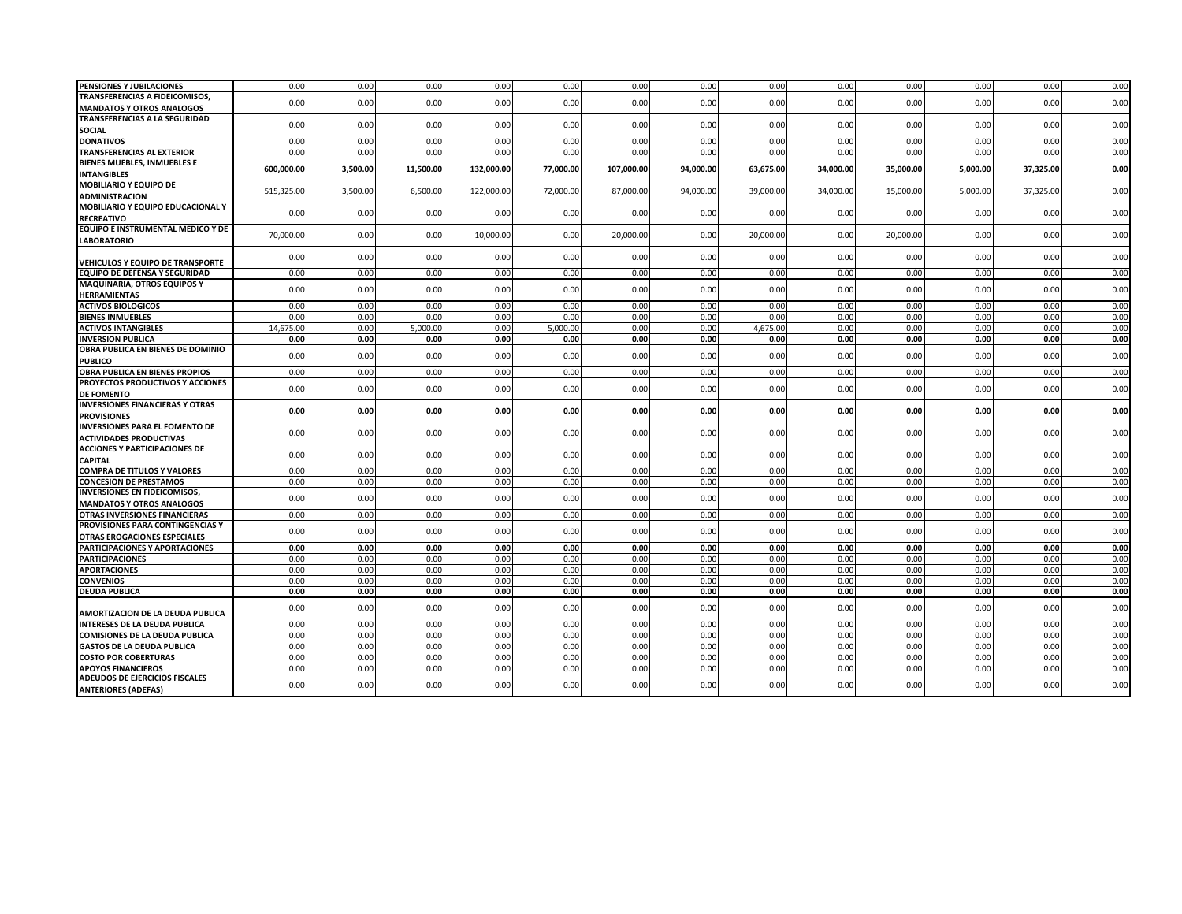| | | | | | | | | | | | | | |
|---|---|---|---|---|---|---|---|---|---|---|---|---|---|
| **PENSIONES Y JUBILACIONES** | 0.00 | 0.00 | 0.00 | 0.00 | 0.00 | 0.00 | 0.00 | 0.00 | 0.00 | 0.00 | 0.00 | 0.00 | 0.00 |
| **TRANSFERENCIAS A FIDEICOMISOS, MANDATOS Y OTROS ANALOGOS** | 0.00 | 0.00 | 0.00 | 0.00 | 0.00 | 0.00 | 0.00 | 0.00 | 0.00 | 0.00 | 0.00 | 0.00 | 0.00 |
| **TRANSFERENCIAS A LA SEGURIDAD SOCIAL** | 0.00 | 0.00 | 0.00 | 0.00 | 0.00 | 0.00 | 0.00 | 0.00 | 0.00 | 0.00 | 0.00 | 0.00 | 0.00 |
| **DONATIVOS** | 0.00 | 0.00 | 0.00 | 0.00 | 0.00 | 0.00 | 0.00 | 0.00 | 0.00 | 0.00 | 0.00 | 0.00 | 0.00 |
| **TRANSFERENCIAS AL EXTERIOR** | 0.00 | 0.00 | 0.00 | 0.00 | 0.00 | 0.00 | 0.00 | 0.00 | 0.00 | 0.00 | 0.00 | 0.00 | 0.00 |
| **BIENES MUEBLES, INMUEBLES E INTANGIBLES** | **600,000.00** | **3,500.00** | **11,500.00** | **132,000.00** | **77,000.00** | **107,000.00** | **94,000.00** | **63,675.00** | **34,000.00** | **35,000.00** | **5,000.00** | **37,325.00** | **0.00** |
| **MOBILIARIO Y EQUIPO DE ADMINISTRACION** | 515,325.00 | 3,500.00 | 6,500.00 | 122,000.00 | 72,000.00 | 87,000.00 | 94,000.00 | 39,000.00 | 34,000.00 | 15,000.00 | 5,000.00 | 37,325.00 | 0.00 |
| **MOBILIARIO Y EQUIPO EDUCACIONAL Y RECREATIVO** | 0.00 | 0.00 | 0.00 | 0.00 | 0.00 | 0.00 | 0.00 | 0.00 | 0.00 | 0.00 | 0.00 | 0.00 | 0.00 |
| **EQUIPO E INSTRUMENTAL MEDICO Y DE LABORATORIO** | 70,000.00 | 0.00 | 0.00 | 10,000.00 | 0.00 | 20,000.00 | 0.00 | 20,000.00 | 0.00 | 20,000.00 | 0.00 | 0.00 | 0.00 |
| **VEHICULOS Y EQUIPO DE TRANSPORTE** | 0.00 | 0.00 | 0.00 | 0.00 | 0.00 | 0.00 | 0.00 | 0.00 | 0.00 | 0.00 | 0.00 | 0.00 | 0.00 |
| **EQUIPO DE DEFENSA Y SEGURIDAD** | 0.00 | 0.00 | 0.00 | 0.00 | 0.00 | 0.00 | 0.00 | 0.00 | 0.00 | 0.00 | 0.00 | 0.00 | 0.00 |
| **MAQUINARIA, OTROS EQUIPOS Y HERRAMIENTAS** | 0.00 | 0.00 | 0.00 | 0.00 | 0.00 | 0.00 | 0.00 | 0.00 | 0.00 | 0.00 | 0.00 | 0.00 | 0.00 |
| **ACTIVOS BIOLOGICOS** | 0.00 | 0.00 | 0.00 | 0.00 | 0.00 | 0.00 | 0.00 | 0.00 | 0.00 | 0.00 | 0.00 | 0.00 | 0.00 |
| **BIENES INMUEBLES** | 0.00 | 0.00 | 0.00 | 0.00 | 0.00 | 0.00 | 0.00 | 0.00 | 0.00 | 0.00 | 0.00 | 0.00 | 0.00 |
| **ACTIVOS INTANGIBLES** | 14,675.00 | 0.00 | 5,000.00 | 0.00 | 5,000.00 | 0.00 | 0.00 | 4,675.00 | 0.00 | 0.00 | 0.00 | 0.00 | 0.00 |
| **INVERSION PUBLICA** | **0.00** | **0.00** | **0.00** | **0.00** | **0.00** | **0.00** | **0.00** | **0.00** | **0.00** | **0.00** | **0.00** | **0.00** | **0.00** |
| **OBRA PUBLICA EN BIENES DE DOMINIO PUBLICO** | 0.00 | 0.00 | 0.00 | 0.00 | 0.00 | 0.00 | 0.00 | 0.00 | 0.00 | 0.00 | 0.00 | 0.00 | 0.00 |
| **OBRA PUBLICA EN BIENES PROPIOS** | 0.00 | 0.00 | 0.00 | 0.00 | 0.00 | 0.00 | 0.00 | 0.00 | 0.00 | 0.00 | 0.00 | 0.00 | 0.00 |
| **PROYECTOS PRODUCTIVOS Y ACCIONES DE FOMENTO** | 0.00 | 0.00 | 0.00 | 0.00 | 0.00 | 0.00 | 0.00 | 0.00 | 0.00 | 0.00 | 0.00 | 0.00 | 0.00 |
| **INVERSIONES FINANCIERAS Y OTRAS PROVISIONES** | **0.00** | **0.00** | **0.00** | **0.00** | **0.00** | **0.00** | **0.00** | **0.00** | **0.00** | **0.00** | **0.00** | **0.00** | **0.00** |
| **INVERSIONES PARA EL FOMENTO DE ACTIVIDADES PRODUCTIVAS** | 0.00 | 0.00 | 0.00 | 0.00 | 0.00 | 0.00 | 0.00 | 0.00 | 0.00 | 0.00 | 0.00 | 0.00 | 0.00 |
| **ACCIONES Y PARTICIPACIONES DE CAPITAL** | 0.00 | 0.00 | 0.00 | 0.00 | 0.00 | 0.00 | 0.00 | 0.00 | 0.00 | 0.00 | 0.00 | 0.00 | 0.00 |
| **COMPRA DE TITULOS Y VALORES** | 0.00 | 0.00 | 0.00 | 0.00 | 0.00 | 0.00 | 0.00 | 0.00 | 0.00 | 0.00 | 0.00 | 0.00 | 0.00 |
| **CONCESION DE PRESTAMOS** | 0.00 | 0.00 | 0.00 | 0.00 | 0.00 | 0.00 | 0.00 | 0.00 | 0.00 | 0.00 | 0.00 | 0.00 | 0.00 |
| **INVERSIONES EN FIDEICOMISOS, MANDATOS Y OTROS ANALOGOS** | 0.00 | 0.00 | 0.00 | 0.00 | 0.00 | 0.00 | 0.00 | 0.00 | 0.00 | 0.00 | 0.00 | 0.00 | 0.00 |
| **OTRAS INVERSIONES FINANCIERAS** | 0.00 | 0.00 | 0.00 | 0.00 | 0.00 | 0.00 | 0.00 | 0.00 | 0.00 | 0.00 | 0.00 | 0.00 | 0.00 |
| **PROVISIONES PARA CONTINGENCIAS Y OTRAS EROGACIONES ESPECIALES** | 0.00 | 0.00 | 0.00 | 0.00 | 0.00 | 0.00 | 0.00 | 0.00 | 0.00 | 0.00 | 0.00 | 0.00 | 0.00 |
| **PARTICIPACIONES Y APORTACIONES** | **0.00** | **0.00** | **0.00** | **0.00** | **0.00** | **0.00** | **0.00** | **0.00** | **0.00** | **0.00** | **0.00** | **0.00** | **0.00** |
| **PARTICIPACIONES** | 0.00 | 0.00 | 0.00 | 0.00 | 0.00 | 0.00 | 0.00 | 0.00 | 0.00 | 0.00 | 0.00 | 0.00 | 0.00 |
| **APORTACIONES** | 0.00 | 0.00 | 0.00 | 0.00 | 0.00 | 0.00 | 0.00 | 0.00 | 0.00 | 0.00 | 0.00 | 0.00 | 0.00 |
| **CONVENIOS** | 0.00 | 0.00 | 0.00 | 0.00 | 0.00 | 0.00 | 0.00 | 0.00 | 0.00 | 0.00 | 0.00 | 0.00 | 0.00 |
| **DEUDA PUBLICA** | **0.00** | **0.00** | **0.00** | **0.00** | **0.00** | **0.00** | **0.00** | **0.00** | **0.00** | **0.00** | **0.00** | **0.00** | **0.00** |
| **AMORTIZACION DE LA DEUDA PUBLICA** | 0.00 | 0.00 | 0.00 | 0.00 | 0.00 | 0.00 | 0.00 | 0.00 | 0.00 | 0.00 | 0.00 | 0.00 | 0.00 |
| **INTERESES DE LA DEUDA PUBLICA** | 0.00 | 0.00 | 0.00 | 0.00 | 0.00 | 0.00 | 0.00 | 0.00 | 0.00 | 0.00 | 0.00 | 0.00 | 0.00 |
| **COMISIONES DE LA DEUDA PUBLICA** | 0.00 | 0.00 | 0.00 | 0.00 | 0.00 | 0.00 | 0.00 | 0.00 | 0.00 | 0.00 | 0.00 | 0.00 | 0.00 |
| **GASTOS DE LA DEUDA PUBLICA** | 0.00 | 0.00 | 0.00 | 0.00 | 0.00 | 0.00 | 0.00 | 0.00 | 0.00 | 0.00 | 0.00 | 0.00 | 0.00 |
| **COSTO POR COBERTURAS** | 0.00 | 0.00 | 0.00 | 0.00 | 0.00 | 0.00 | 0.00 | 0.00 | 0.00 | 0.00 | 0.00 | 0.00 | 0.00 |
| **APOYOS FINANCIEROS** | 0.00 | 0.00 | 0.00 | 0.00 | 0.00 | 0.00 | 0.00 | 0.00 | 0.00 | 0.00 | 0.00 | 0.00 | 0.00 |
| **ADEUDOS DE EJERCICIOS FISCALES ANTERIORES (ADEFAS)** | 0.00 | 0.00 | 0.00 | 0.00 | 0.00 | 0.00 | 0.00 | 0.00 | 0.00 | 0.00 | 0.00 | 0.00 | 0.00 |